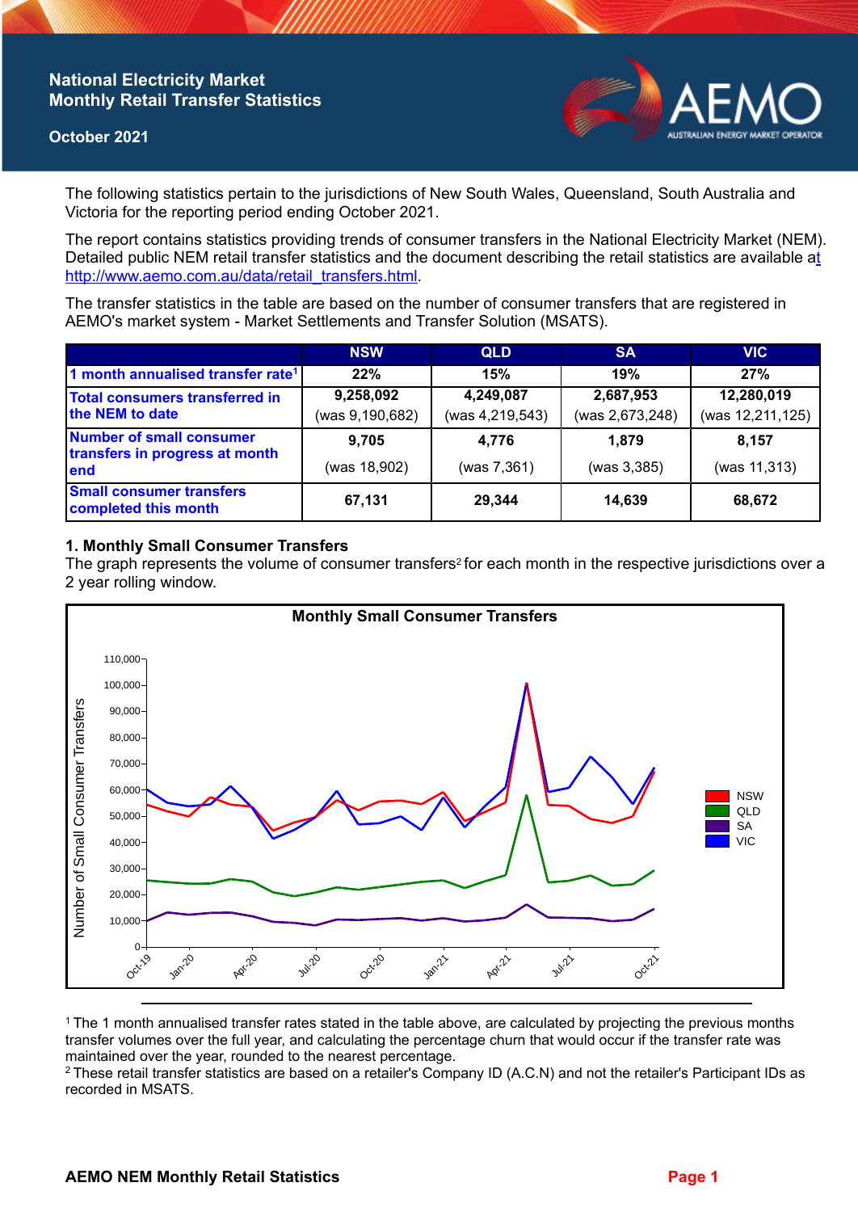# National Electricity Market Monthly Retail Transfer Statistics

**October 2021**

The following statistics pertain to the jurisdictions of New South Wales, Queensland, South Australia and Victoria for the reporting period ending October 2021.

The report contains statistics providing trends of consumer transfers in the National Electricity Market (NEM). Detailed public NEM retail transfer statistics and the document describing the retail statistics are available at http://www.aemo.com.au/data/retail_transfers.html.

The transfer statistics in the table are based on the number of consumer transfers that are registered in AEMO's market system - Market Settlements and Transfer Solution (MSATS).

| | NSW | QLD | SA | VIC |
|---|---|---|---|---|
| 1 month annualised transfer rate[1] | 22% | 15% | 19% | 27% |
| Total consumers transferred in the NEM to date | 9,258,092 (was 9,190,682) | 4,249,087 (was 4,219,543) | 2,687,953 (was 2,673,248) | 12,280,019 (was 12,211,125) |
| Number of small consumer transfers in progress at month end | 9,705 (was 18,902) | 4,776 (was 7,361) | 1,879 (was 3,385) | 8,157 (was 11,313) |
| Small consumer transfers completed this month | 67,131 | 29,344 | 14,639 | 68,672 |

## 1. Monthly Small Consumer Transfers

The graph represents the volume of consumer transfers[2] for each month in the respective jurisdictions over a 2 year rolling window.

[1] The 1 month annualised transfer rates stated in the table above, are calculated by projecting the previous months transfer volumes over the full year, and calculating the percentage churn that would occur if the transfer rate was maintained over the year, rounded to the nearest percentage.

[2] These retail transfer statistics are based on a retailer's Company ID (A.C.N) and not the retailer's Participant IDs as recorded in MSATS.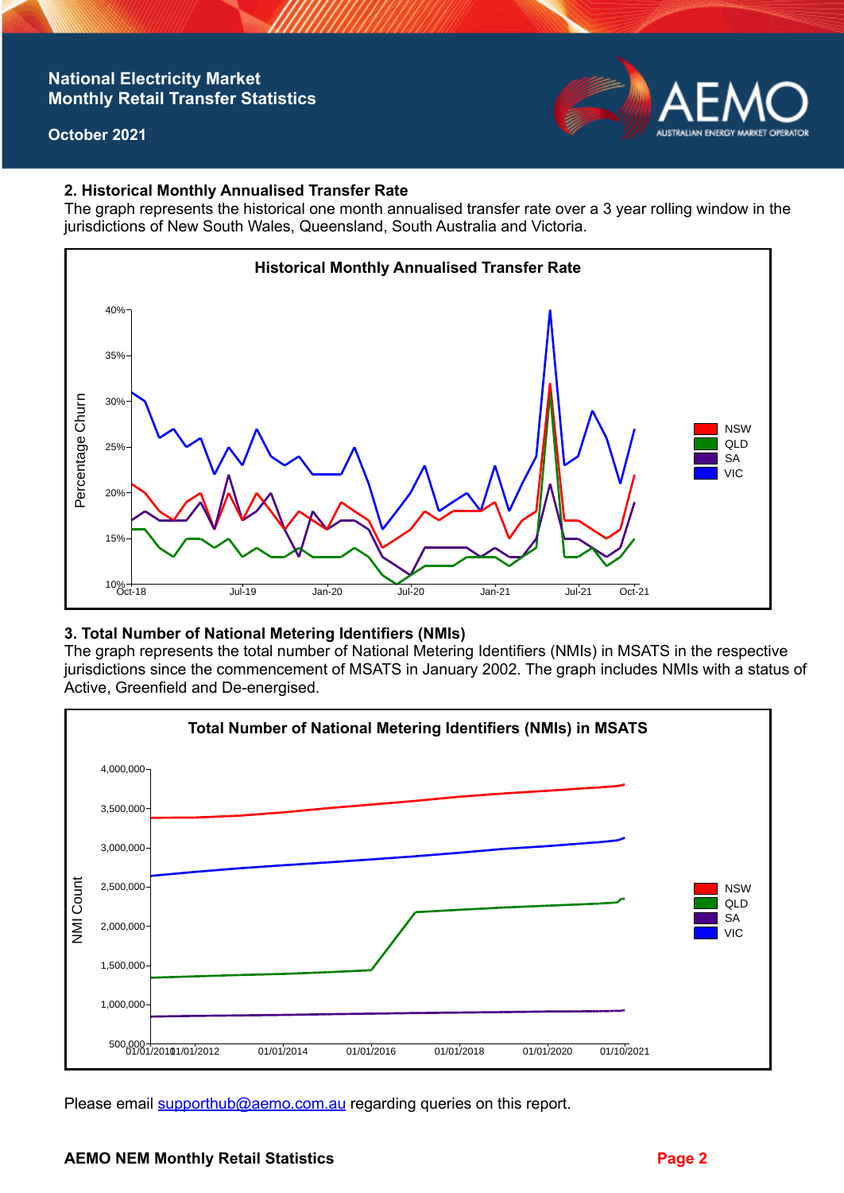## 2. Historical Monthly Annualised Transfer Rate

The graph represents the historical one month annualised transfer rate over a 3 year rolling window in the jurisdictions of New South Wales, Queensland, South Australia and Victoria.

Historical Monthly Annualised Transfer Rate

Percentage Churn

40%
35%
30%
25%
20%
15%
10%

Oct-18
Jul-19
Jan-20
Jul-20
Jan-21
Jul-21
Oct-21

NSW
QLD
SA
VIC

## 3. Total Number of National Metering Identifiers (NMIs)

The graph represents the total number of National Metering Identifiers (NMIs) in MSATS in the respective jurisdictions since the commencement of MSATS in January 2002. The graph includes NMIs with a status of Active, Greenfield and De-energised.

Total Number of National Metering Identifiers (NMIs) in MSATS

NMI Count

4,000,000
3,500,000
3,000,000
2,500,000
2,000,000
1,500,000
1,000,000
500,000

01/01/2010
01/01/2012
01/01/2014
01/01/2016
01/01/2018
01/01/2020
01/10/2021

NSW
QLD
SA
VIC

Please email supporthub@aemo.com.au regarding queries on this report.